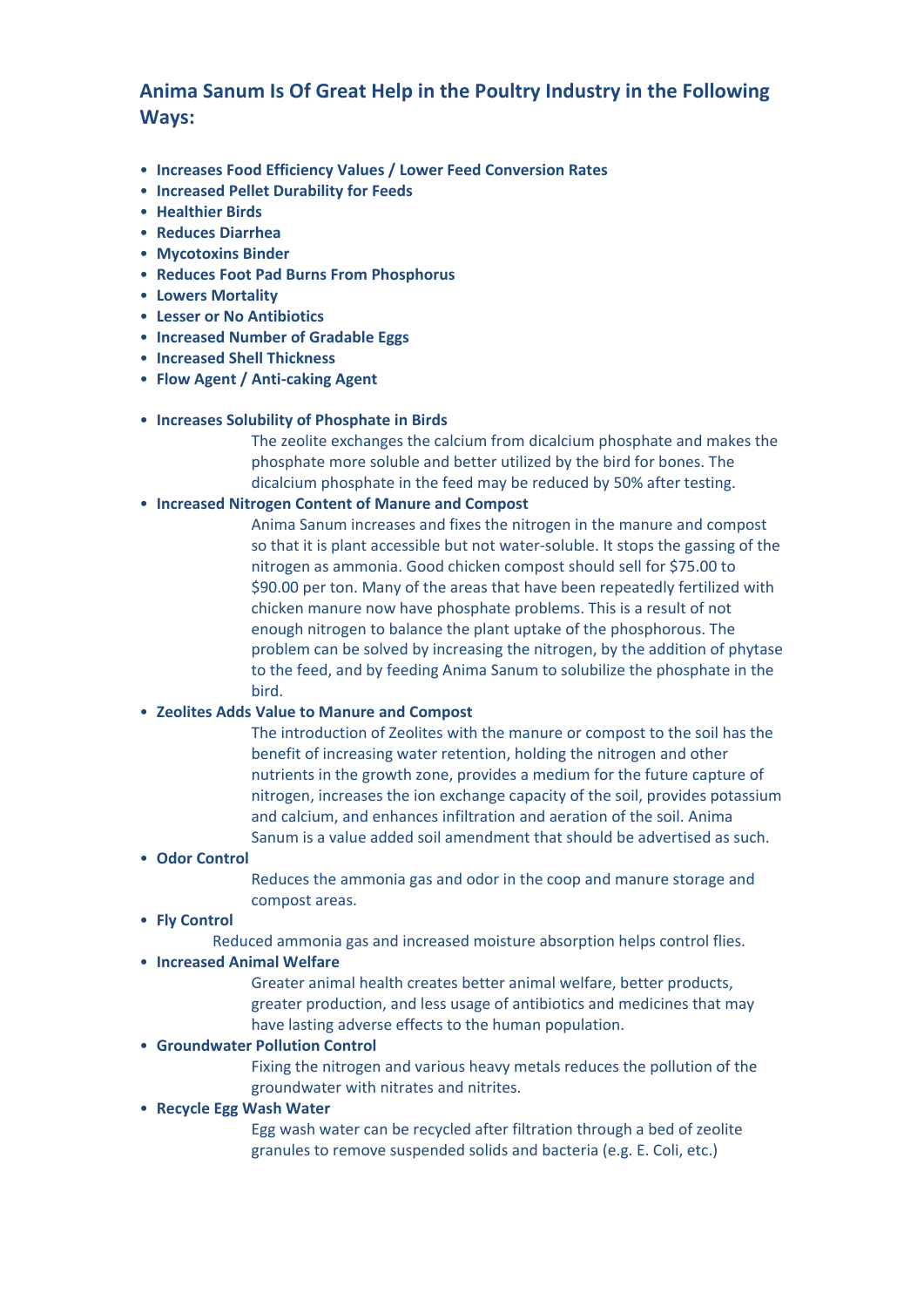## Anima Sanum Is Of Great Help in the Poultry Industry in the Following Ways:

- **Increases Food Efficiency Values / Lower Feed Conversion Rates**
- **Increased Pellet Durability for Feeds**
- **Healthier Birds**
- **Reduces Diarrhea**
- **Mycotoxins Binder**
- **Reduces Foot Pad Burns From Phosphorus**
- **Lowers Mortality**
- **Lesser or No Antibiotics**
- **Increased Number of Gradable Eggs**
- **Increased Shell Thickness**
- **Flow Agent / Anti-caking Agent**

- **Increases Solubility of Phosphate in Birds**

  The zeolite exchanges the calcium from dicalcium phosphate and makes the phosphate more soluble and better utilized by the bird for bones. The dicalcium phosphate in the feed may be reduced by 50% after testing.

- **Increased Nitrogen Content of Manure and Compost**

  Anima Sanum increases and fixes the nitrogen in the manure and compost so that it is plant accessible but not water-soluble. It stops the gassing of the nitrogen as ammonia. Good chicken compost should sell for $75.00 to $90.00 per ton. Many of the areas that have been repeatedly fertilized with chicken manure now have phosphate problems. This is a result of not enough nitrogen to balance the plant uptake of the phosphorous. The problem can be solved by increasing the nitrogen, by the addition of phytase to the feed, and by feeding Anima Sanum to solubilize the phosphate in the bird.

- **Zeolites Adds Value to Manure and Compost**

  The introduction of Zeolites with the manure or compost to the soil has the benefit of increasing water retention, holding the nitrogen and other nutrients in the growth zone, provides a medium for the future capture of nitrogen, increases the ion exchange capacity of the soil, provides potassium and calcium, and enhances infiltration and aeration of the soil. Anima Sanum is a value added soil amendment that should be advertised as such.

- **Odor Control**

  Reduces the ammonia gas and odor in the coop and manure storage and compost areas.

- **Fly Control**

  Reduced ammonia gas and increased moisture absorption helps control flies.

- **Increased Animal Welfare**

  Greater animal health creates better animal welfare, better products, greater production, and less usage of antibiotics and medicines that may have lasting adverse effects to the human population.

- **Groundwater Pollution Control**

  Fixing the nitrogen and various heavy metals reduces the pollution of the groundwater with nitrates and nitrites.

- **Recycle Egg Wash Water**

  Egg wash water can be recycled after filtration through a bed of zeolite granules to remove suspended solids and bacteria (e.g. E. Coli, etc.)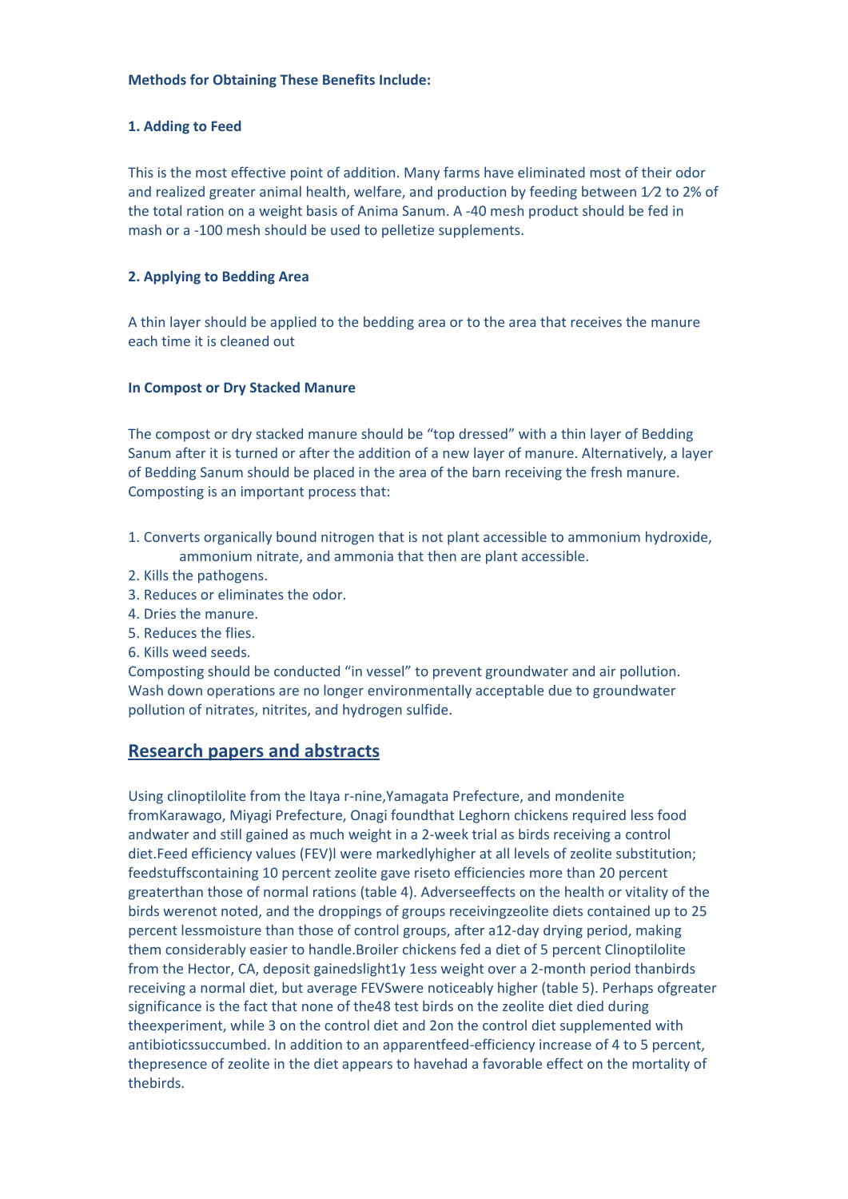**Methods for Obtaining These Benefits Include:**

**1. Adding to Feed**

This is the most effective point of addition. Many farms have eliminated most of their odor and realized greater animal health, welfare, and production by feeding between 1⁄2 to 2% of the total ration on a weight basis of Anima Sanum. A -40 mesh product should be fed in mash or a -100 mesh should be used to pelletize supplements.

**2. Applying to Bedding Area**

A thin layer should be applied to the bedding area or to the area that receives the manure each time it is cleaned out

**In Compost or Dry Stacked Manure**

The compost or dry stacked manure should be "top dressed" with a thin layer of Bedding Sanum after it is turned or after the addition of a new layer of manure. Alternatively, a layer of Bedding Sanum should be placed in the area of the barn receiving the fresh manure. Composting is an important process that:

1. Converts organically bound nitrogen that is not plant accessible to ammonium hydroxide, ammonium nitrate, and ammonia that then are plant accessible.
2. Kills the pathogens.
3. Reduces or eliminates the odor.
4. Dries the manure.
5. Reduces the flies.
6. Kills weed seeds.

Composting should be conducted "in vessel" to prevent groundwater and air pollution. Wash down operations are no longer environmentally acceptable due to groundwater pollution of nitrates, nitrites, and hydrogen sulfide.

## Research papers and abstracts

Using clinoptilolite from the Itaya r-nine,Yamagata Prefecture, and mondenite fromKarawago, Miyagi Prefecture, Onagi foundthat Leghorn chickens required less food andwater and still gained as much weight in a 2-week trial as birds receiving a control diet.Feed efficiency values (FEV)l were markedlyhigher at all levels of zeolite substitution; feedstuffscontaining 10 percent zeolite gave riseto efficiencies more than 20 percent greaterthan those of normal rations (table 4). Adverseeffects on the health or vitality of the birds werenot noted, and the droppings of groups receivingzeolite diets contained up to 25 percent lessmoisture than those of control groups, after a12-day drying period, making them considerably easier to handle.Broiler chickens fed a diet of 5 percent Clinoptilolite from the Hector, CA, deposit gainedslight1y 1ess weight over a 2-month period thanbirds receiving a normal diet, but average FEVSwere noticeably higher (table 5). Perhaps ofgreater significance is the fact that none of the48 test birds on the zeolite diet died during theexperiment, while 3 on the control diet and 2on the control diet supplemented with antibioticssuccumbed. In addition to an apparentfeed-efficiency increase of 4 to 5 percent, thepresence of zeolite in the diet appears to havehad a favorable effect on the mortality of thebirds.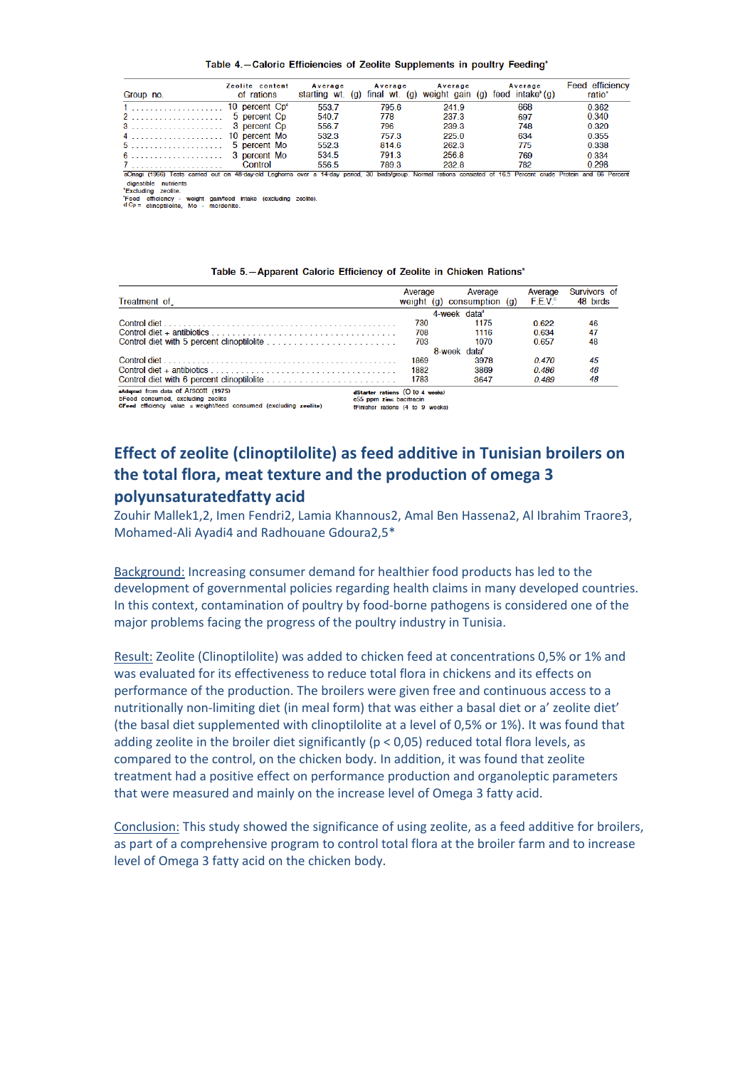Table 4.—Caloric Efficiencies of Zeolite Supplements in poultry Feeding[a]

| Group no. | Zeolite content of rations | Average starting wt. (g) | Average final wt. (g) | Average weight gain (g) | Average feed intake[b] (g) | Feed efficiency ratio[c] |
|---|---|---|---|---|---|---|
| 1 | 10 percent Cp[d] | 553.7 | 795.6 | 241.9 | 668 | 0.362 |
| 2 | 5 percent Cp | 540.7 | 778 | 237.3 | 697 | 0.340 |
| 3 | 3 percent Cp | 556.7 | 796 | 239.3 | 748 | 0.320 |
| 4 | 10 percent Mo | 532.3 | 757.3 | 225.0 | 634 | 0.355 |
| 5 | 5 percent Mo | 552.3 | 814.6 | 262.3 | 775 | 0.338 |
| 6 | 3 percent Mo | 534.5 | 791.3 | 256.8 | 769 | 0.334 |
| 7 | Control | 556.5 | 789.3 | 232.8 | 782 | 0.298 |

aOnagi (1966) Tests carried out on 48-day-old Leghorns over a 14-day period, 30 birds/group. Normal rations consisted of 16.5 Percent crude Protein and 66 Percent digestible nutrients
bExcluding zeolite.
cFeed efficiency - weight gain/feed intake (excluding zeolite).
d Cp = clinoptilolite, Mo - mordenite.

Table 5.—Apparent Caloric Efficiency of Zeolite in Chicken Rations[a]

| Treatment of | Average weight (g) | Average consumption (g) | Average F.E.V.[c] | Survivors of 48 birds |
|---|---|---|---|---|
| | 4-week data[d] | | | |
| Control diet | 730 | 1175 | 0.622 | 46 |
| Control diet + antibiotics | 708 | 1116 | 0.634 | 47 |
| Control diet with 5 percent clinoptilolite | 703 | 1070 | 0.657 | 48 |
| | 8-week data[f] | | | |
| Control diet | 1869 | 3978 | 0.470 | 45 |
| Control diet + antibiotics | 1882 | 3869 | 0.486 | 46 |
| Control diet with 6 percent clinoptilolite | 1783 | 3647 | 0.489 | 48 |

aAdapted from data of Arscott (1975)
bFeed consumed, excluding zeolite
cFeed efficiency value = weight/feed consumed (excluding zeolite)
dStarter rations (0 to 4 weeks)
e55 ppm zinc bacitracin
fFinisher rations (4 to 9 weeks)

## Effect of zeolite (clinoptilolite) as feed additive in Tunisian broilers on the total flora, meat texture and the production of omega 3 polyunsaturatedfatty acid

Zouhir Mallek1,2, Imen Fendri2, Lamia Khannous2, Amal Ben Hassena2, Al Ibrahim Traore3, Mohamed-Ali Ayadi4 and Radhouane Gdoura2,5*

Background: Increasing consumer demand for healthier food products has led to the development of governmental policies regarding health claims in many developed countries. In this context, contamination of poultry by food-borne pathogens is considered one of the major problems facing the progress of the poultry industry in Tunisia.

Result: Zeolite (Clinoptilolite) was added to chicken feed at concentrations 0,5% or 1% and was evaluated for its effectiveness to reduce total flora in chickens and its effects on performance of the production. The broilers were given free and continuous access to a nutritionally non-limiting diet (in meal form) that was either a basal diet or a' zeolite diet' (the basal diet supplemented with clinoptilolite at a level of 0,5% or 1%). It was found that adding zeolite in the broiler diet significantly ($p < 0,05$) reduced total flora levels, as compared to the control, on the chicken body. In addition, it was found that zeolite treatment had a positive effect on performance production and organoleptic parameters that were measured and mainly on the increase level of Omega 3 fatty acid.

Conclusion: This study showed the significance of using zeolite, as a feed additive for broilers, as part of a comprehensive program to control total flora at the broiler farm and to increase level of Omega 3 fatty acid on the chicken body.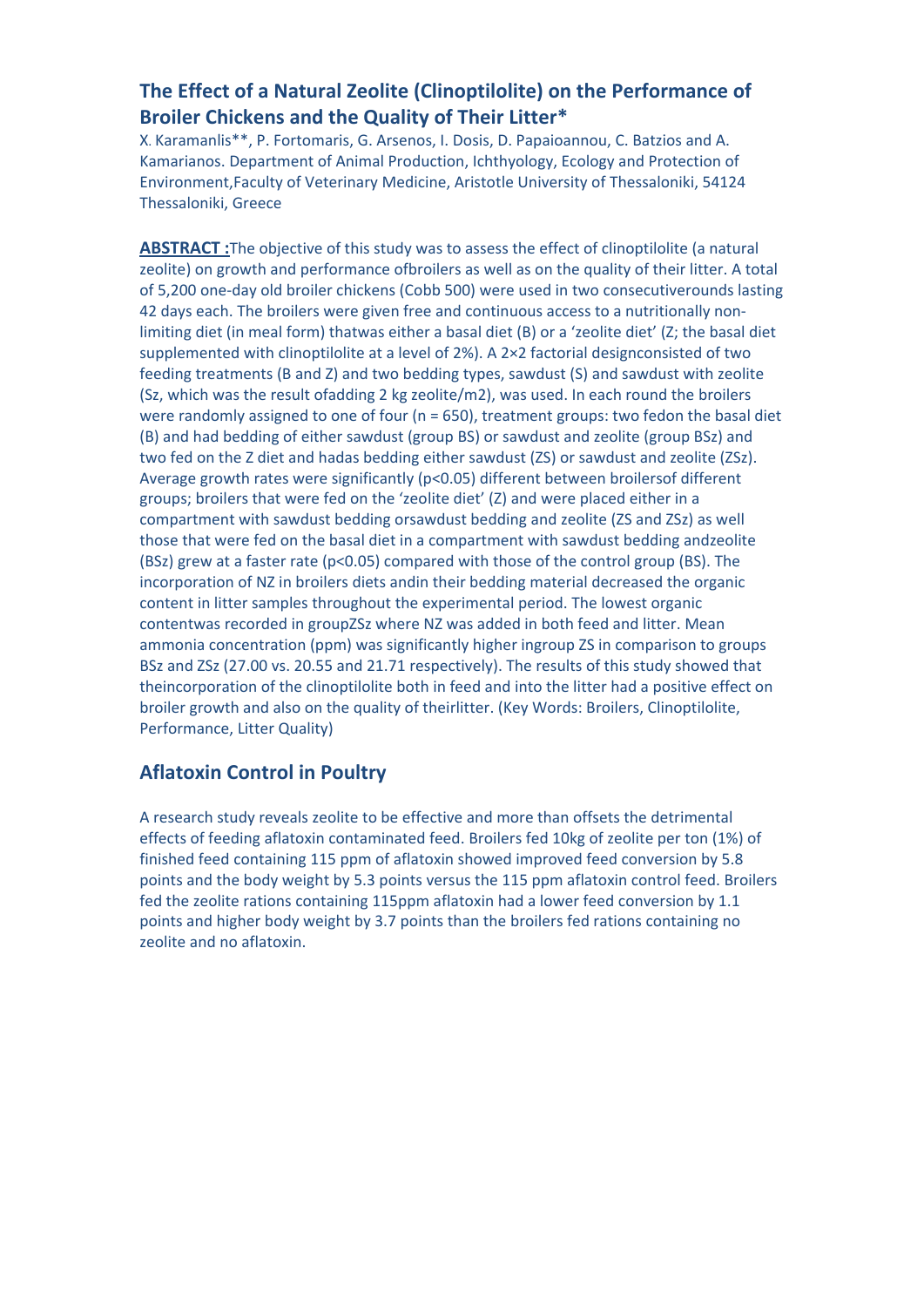## The Effect of a Natural Zeolite (Clinoptilolite) on the Performance of Broiler Chickens and the Quality of Their Litter*

X. Karamanlis**, P. Fortomaris, G. Arsenos, I. Dosis, D. Papaioannou, C. Batzios and A. Kamarianos. Department of Animal Production, Ichthyology, Ecology and Protection of Environment,Faculty of Veterinary Medicine, Aristotle University of Thessaloniki, 54124 Thessaloniki, Greece

**ABSTRACT :**The objective of this study was to assess the effect of clinoptilolite (a natural zeolite) on growth and performance ofbroilers as well as on the quality of their litter. A total of 5,200 one-day old broiler chickens (Cobb 500) were used in two consecutiverounds lasting 42 days each. The broilers were given free and continuous access to a nutritionally non-limiting diet (in meal form) thatwas either a basal diet (B) or a 'zeolite diet' (Z; the basal diet supplemented with clinoptilolite at a level of 2%). A 2×2 factorial designconsisted of two feeding treatments (B and Z) and two bedding types, sawdust (S) and sawdust with zeolite (Sz, which was the result ofadding 2 kg zeolite/m2), was used. In each round the broilers were randomly assigned to one of four (n = 650), treatment groups: two fedon the basal diet (B) and had bedding of either sawdust (group BS) or sawdust and zeolite (group BSz) and two fed on the Z diet and hadas bedding either sawdust (ZS) or sawdust and zeolite (ZSz). Average growth rates were significantly ($p<0.05$) different between broilersof different groups; broilers that were fed on the 'zeolite diet' (Z) and were placed either in a compartment with sawdust bedding orsawdust bedding and zeolite (ZS and ZSz) as well those that were fed on the basal diet in a compartment with sawdust bedding andzeolite (BSz) grew at a faster rate ($p<0.05$) compared with those of the control group (BS). The incorporation of NZ in broilers diets andin their bedding material decreased the organic content in litter samples throughout the experimental period. The lowest organic contentwas recorded in groupZSz where NZ was added in both feed and litter. Mean ammonia concentration (ppm) was significantly higher ingroup ZS in comparison to groups BSz and ZSz (27.00 vs. 20.55 and 21.71 respectively). The results of this study showed that theincorporation of the clinoptilolite both in feed and into the litter had a positive effect on broiler growth and also on the quality of theirlitter. (Key Words: Broilers, Clinoptilolite, Performance, Litter Quality)

## Aflatoxin Control in Poultry

A research study reveals zeolite to be effective and more than offsets the detrimental effects of feeding aflatoxin contaminated feed. Broilers fed 10kg of zeolite per ton (1%) of finished feed containing 115 ppm of aflatoxin showed improved feed conversion by 5.8 points and the body weight by 5.3 points versus the 115 ppm aflatoxin control feed. Broilers fed the zeolite rations containing 115ppm aflatoxin had a lower feed conversion by 1.1 points and higher body weight by 3.7 points than the broilers fed rations containing no zeolite and no aflatoxin.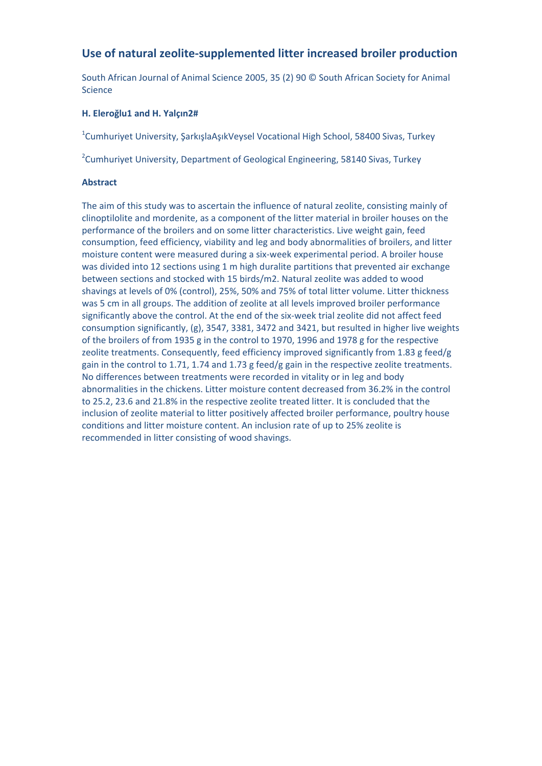## Use of natural zeolite-supplemented litter increased broiler production

South African Journal of Animal Science 2005, 35 (2) 90 © South African Society for Animal Science

**H. Eleroğlu1 and H. Yalçın2#**

[1]Cumhuriyet University, ŞarkışlaAşıkVeysel Vocational High School, 58400 Sivas, Turkey

[2]Cumhuriyet University, Department of Geological Engineering, 58140 Sivas, Turkey

**Abstract**

The aim of this study was to ascertain the influence of natural zeolite, consisting mainly of clinoptilolite and mordenite, as a component of the litter material in broiler houses on the performance of the broilers and on some litter characteristics. Live weight gain, feed consumption, feed efficiency, viability and leg and body abnormalities of broilers, and litter moisture content were measured during a six-week experimental period. A broiler house was divided into 12 sections using 1 m high duralite partitions that prevented air exchange between sections and stocked with 15 birds/m2. Natural zeolite was added to wood shavings at levels of 0% (control), 25%, 50% and 75% of total litter volume. Litter thickness was 5 cm in all groups. The addition of zeolite at all levels improved broiler performance significantly above the control. At the end of the six-week trial zeolite did not affect feed consumption significantly, (g), 3547, 3381, 3472 and 3421, but resulted in higher live weights of the broilers of from 1935 g in the control to 1970, 1996 and 1978 g for the respective zeolite treatments. Consequently, feed efficiency improved significantly from 1.83 g feed/g gain in the control to 1.71, 1.74 and 1.73 g feed/g gain in the respective zeolite treatments. No differences between treatments were recorded in vitality or in leg and body abnormalities in the chickens. Litter moisture content decreased from 36.2% in the control to 25.2, 23.6 and 21.8% in the respective zeolite treated litter. It is concluded that the inclusion of zeolite material to litter positively affected broiler performance, poultry house conditions and litter moisture content. An inclusion rate of up to 25% zeolite is recommended in litter consisting of wood shavings.